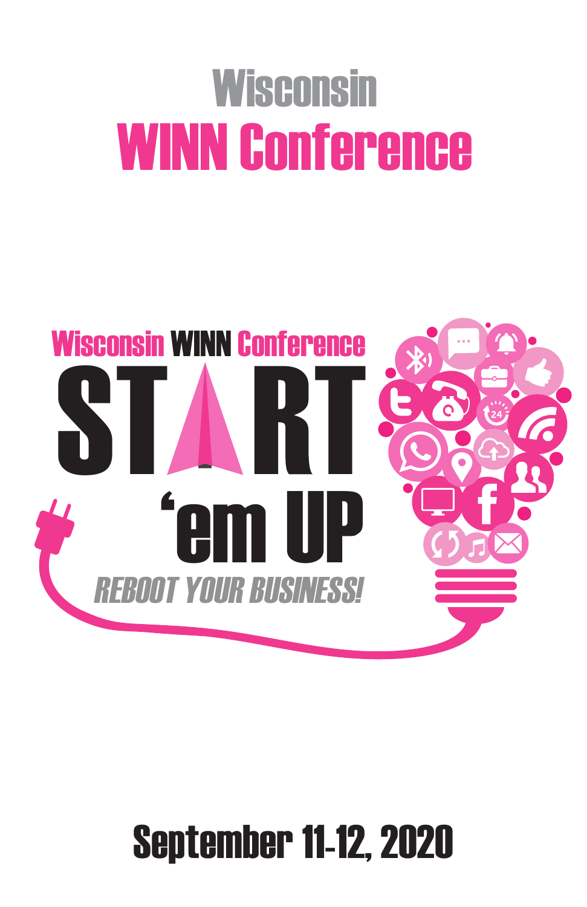# Wisconsin WINN Conference

Wisconsin WINN Conference

START 'em UP

*REBOOT YOUR BUSINESS!*

## September 11-12, 2020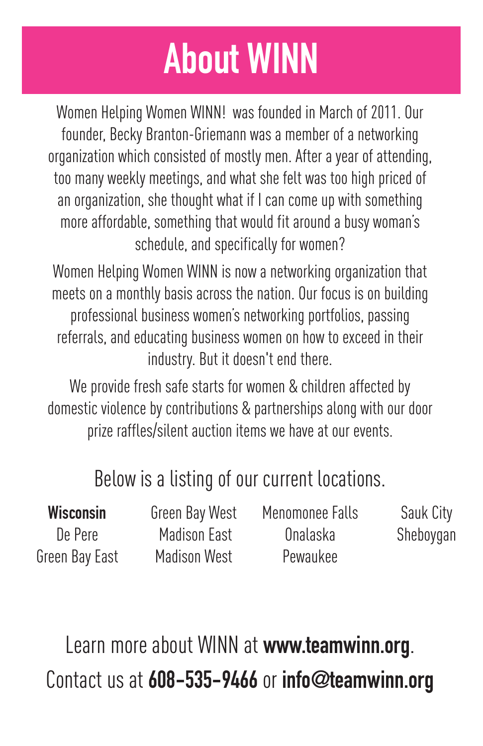# About WINN

Women Helping Women WINN! was founded in March of 2011. Our founder, Becky Branton-Griemann was a member of a networking organization which consisted of mostly men. After a year of attending, too many weekly meetings, and what she felt was too high priced of an organization, she thought what if I can come up with something more affordable, something that would fit around a busy woman's schedule, and specifically for women?

Women Helping Women WINN is now a networking organization that meets on a monthly basis across the nation. Our focus is on building professional business women's networking portfolios, passing referrals, and educating business women on how to exceed in their industry. But it doesn't end there.

We provide fresh safe starts for women & children affected by domestic violence by contributions & partnerships along with our door prize raffles/silent auction items we have at our events.

Below is a listing of our current locations.

**Wisconsin**

- De Pere
- Green Bay East
- Green Bay West
- Madison East
- Madison West
- Menomonee Falls
- Onalaska
- Pewaukee
- Sauk City
- Sheboygan

Learn more about WINN at **www.teamwinn.org**.

Contact us at **608-535-9466** or **info@teamwinn.org**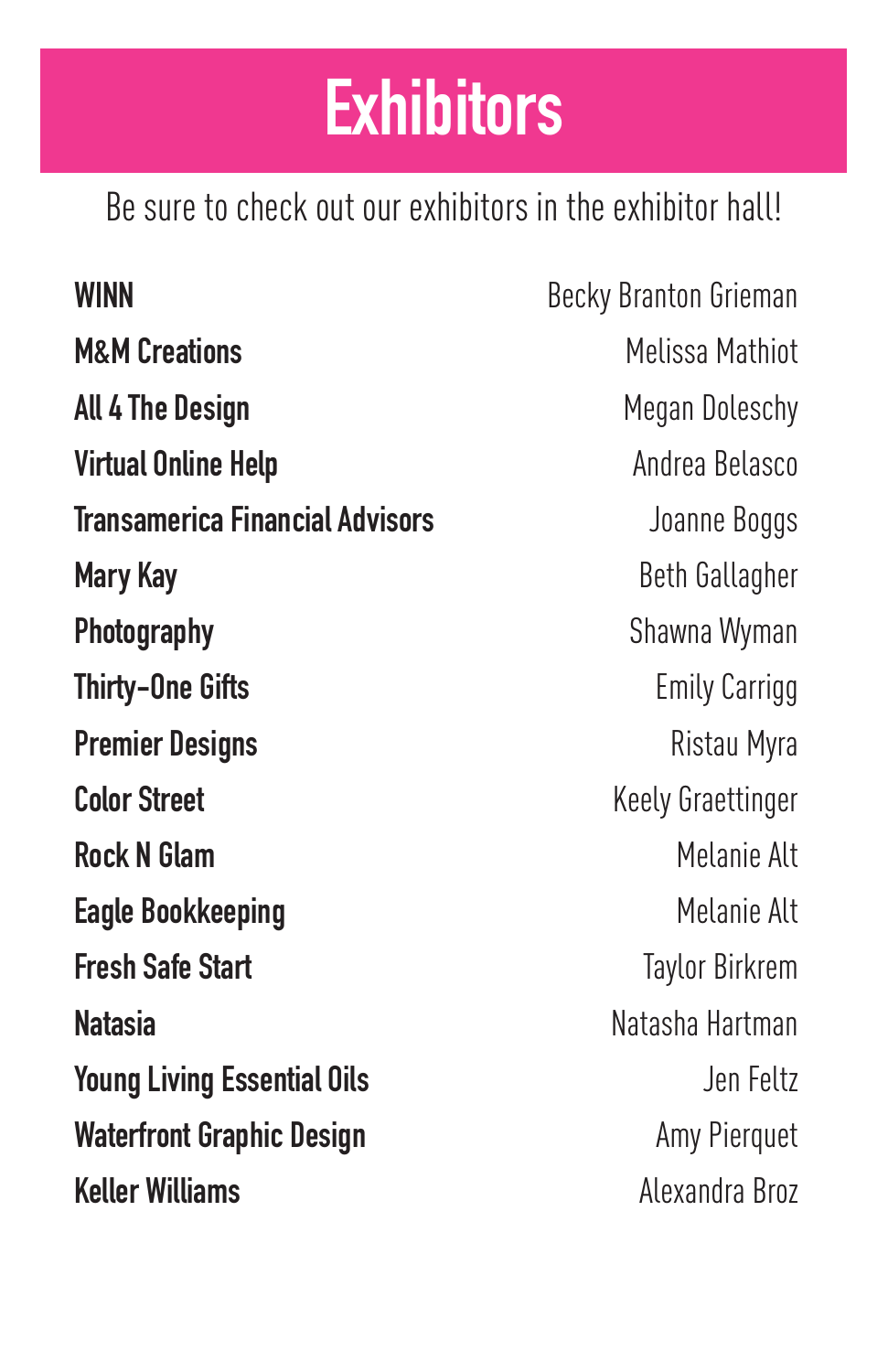# Exhibitors

Be sure to check out our exhibitors in the exhibitor hall!

| | |
|---|---|
| **WINN** | Becky Branton Grieman |
| **M&M Creations** | Melissa Mathiot |
| **All 4 The Design** | Megan Doleschy |
| **Virtual Online Help** | Andrea Belasco |
| **Transamerica Financial Advisors** | Joanne Boggs |
| **Mary Kay** | Beth Gallagher |
| **Photography** | Shawna Wyman |
| **Thirty-One Gifts** | Emily Carrigg |
| **Premier Designs** | Ristau Myra |
| **Color Street** | Keely Graettinger |
| **Rock N Glam** | Melanie Alt |
| **Eagle Bookkeeping** | Melanie Alt |
| **Fresh Safe Start** | Taylor Birkrem |
| **Natasia** | Natasha Hartman |
| **Young Living Essential Oils** | Jen Feltz |
| **Waterfront Graphic Design** | Amy Pierquet |
| **Keller Williams** | Alexandra Broz |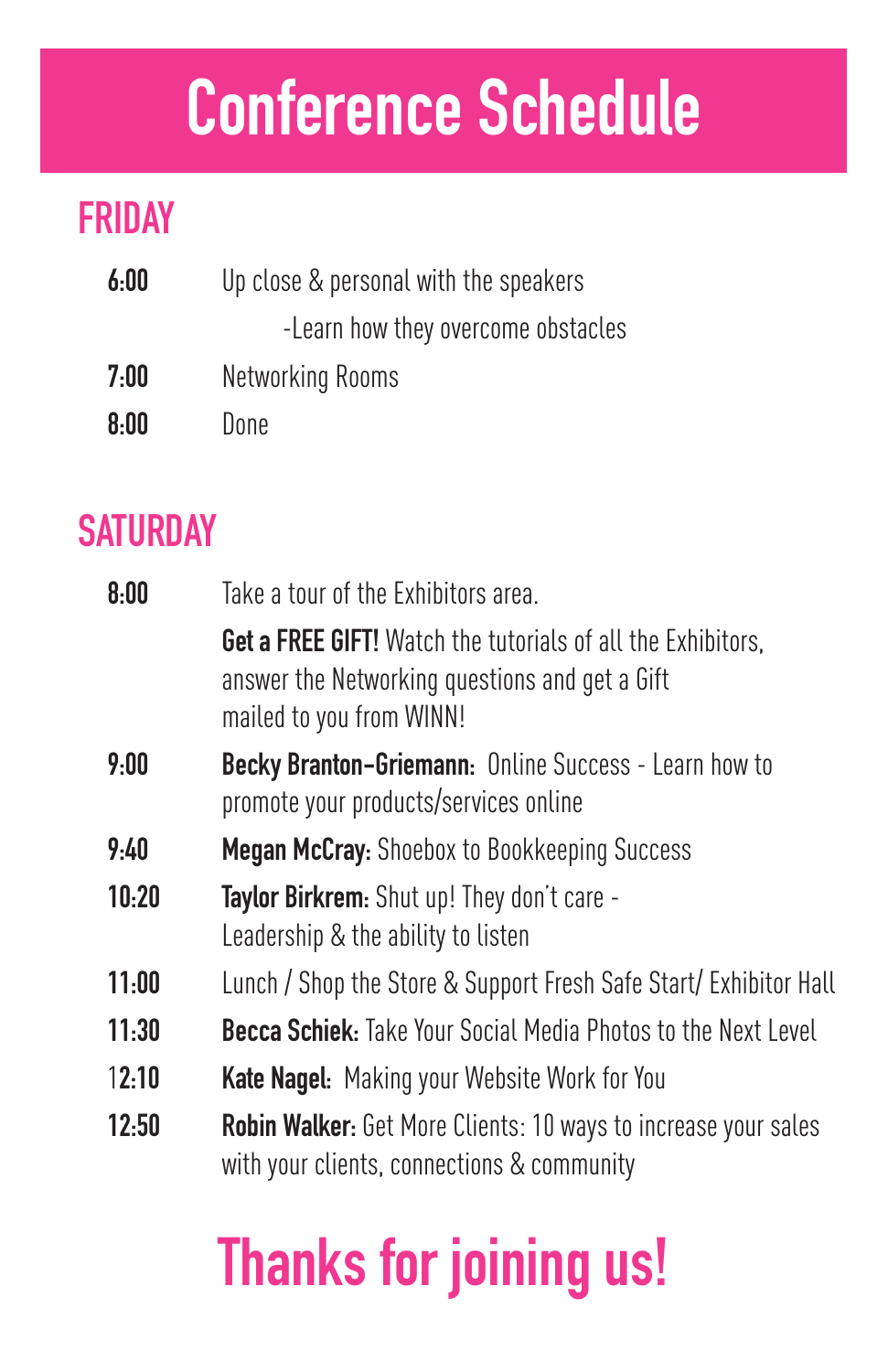# Conference Schedule

## FRIDAY

**6:00** Up close & personal with the speakers

-Learn how they overcome obstacles

**7:00** Networking Rooms

**8:00** Done

## SATURDAY

**8:00** Take a tour of the Exhibitors area.

**Get a FREE GIFT!** Watch the tutorials of all the Exhibitors, answer the Networking questions and get a Gift mailed to you from WINN!

**9:00** **Becky Branton-Griemann:** Online Success - Learn how to promote your products/services online

**9:40** **Megan McCray:** Shoebox to Bookkeeping Success

**10:20** **Taylor Birkrem:** Shut up! They don't care - Leadership & the ability to listen

**11:00** Lunch / Shop the Store & Support Fresh Safe Start/ Exhibitor Hall

**11:30** **Becca Schiek:** Take Your Social Media Photos to the Next Level

**12:10** **Kate Nagel:** Making your Website Work for You

**12:50** **Robin Walker:** Get More Clients: 10 ways to increase your sales with your clients, connections & community

# Thanks for joining us!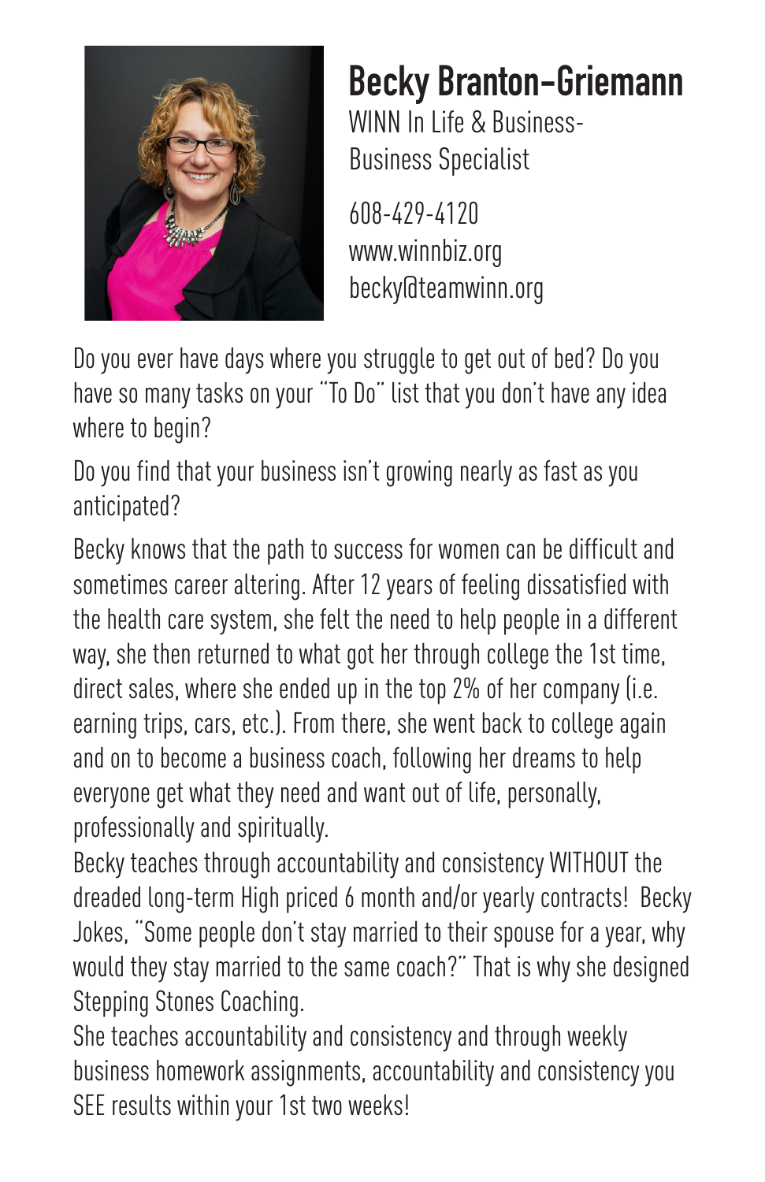# Becky Branton-Griemann

WINN In Life & Business-
Business Specialist

608-429-4120
www.winnbiz.org
becky@teamwinn.org

Do you ever have days where you struggle to get out of bed? Do you have so many tasks on your "To Do" list that you don't have any idea where to begin?

Do you find that your business isn't growing nearly as fast as you anticipated?

Becky knows that the path to success for women can be difficult and sometimes career altering. After 12 years of feeling dissatisfied with the health care system, she felt the need to help people in a different way, she then returned to what got her through college the 1st time, direct sales, where she ended up in the top 2% of her company (i.e. earning trips, cars, etc.). From there, she went back to college again and on to become a business coach, following her dreams to help everyone get what they need and want out of life, personally, professionally and spiritually.

Becky teaches through accountability and consistency WITHOUT the dreaded long-term High priced 6 month and/or yearly contracts! Becky Jokes, "Some people don't stay married to their spouse for a year, why would they stay married to the same coach?" That is why she designed Stepping Stones Coaching.

She teaches accountability and consistency and through weekly business homework assignments, accountability and consistency you SEE results within your 1st two weeks!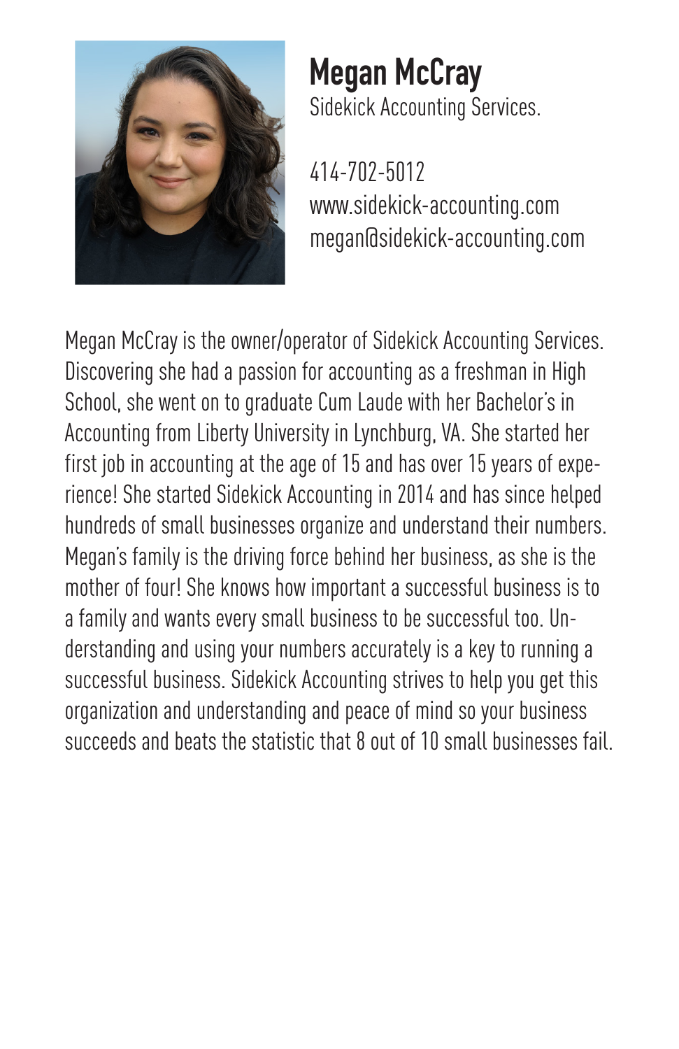**Megan McCray**
Sidekick Accounting Services.

414-702-5012
www.sidekick-accounting.com
megan@sidekick-accounting.com

Megan McCray is the owner/operator of Sidekick Accounting Services. Discovering she had a passion for accounting as a freshman in High School, she went on to graduate Cum Laude with her Bachelor's in Accounting from Liberty University in Lynchburg, VA. She started her first job in accounting at the age of 15 and has over 15 years of experience! She started Sidekick Accounting in 2014 and has since helped hundreds of small businesses organize and understand their numbers. Megan's family is the driving force behind her business, as she is the mother of four! She knows how important a successful business is to a family and wants every small business to be successful too. Understanding and using your numbers accurately is a key to running a successful business. Sidekick Accounting strives to help you get this organization and understanding and peace of mind so your business succeeds and beats the statistic that 8 out of 10 small businesses fail.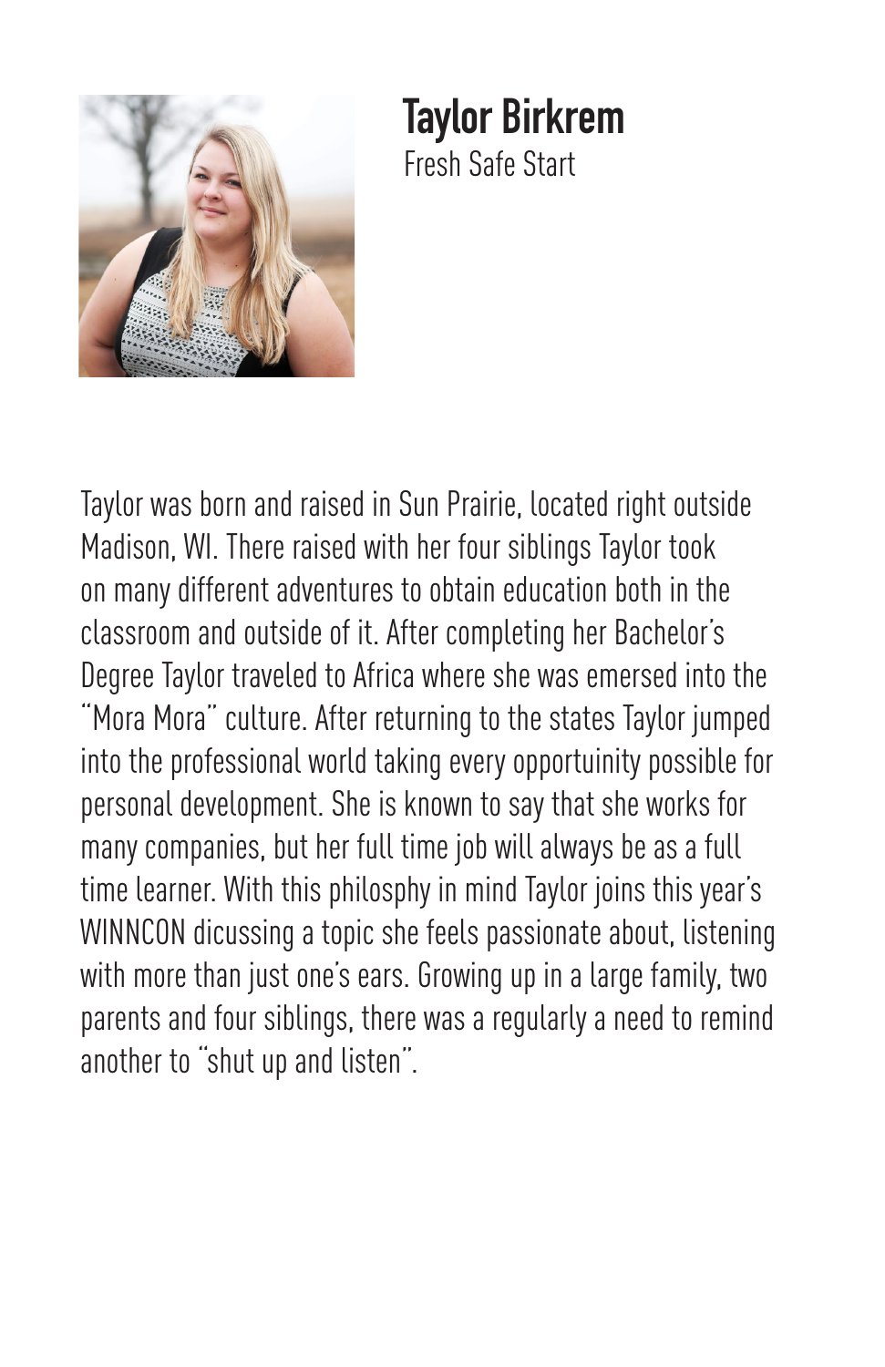## Taylor Birkrem

Fresh Safe Start

Taylor was born and raised in Sun Prairie, located right outside Madison, WI. There raised with her four siblings Taylor took on many different adventures to obtain education both in the classroom and outside of it. After completing her Bachelor's Degree Taylor traveled to Africa where she was emersed into the "Mora Mora" culture. After returning to the states Taylor jumped into the professional world taking every opportuinity possible for personal development. She is known to say that she works for many companies, but her full time job will always be as a full time learner. With this philosphy in mind Taylor joins this year's WINNCON dicussing a topic she feels passionate about, listening with more than just one's ears. Growing up in a large family, two parents and four siblings, there was a regularly a need to remind another to "shut up and listen".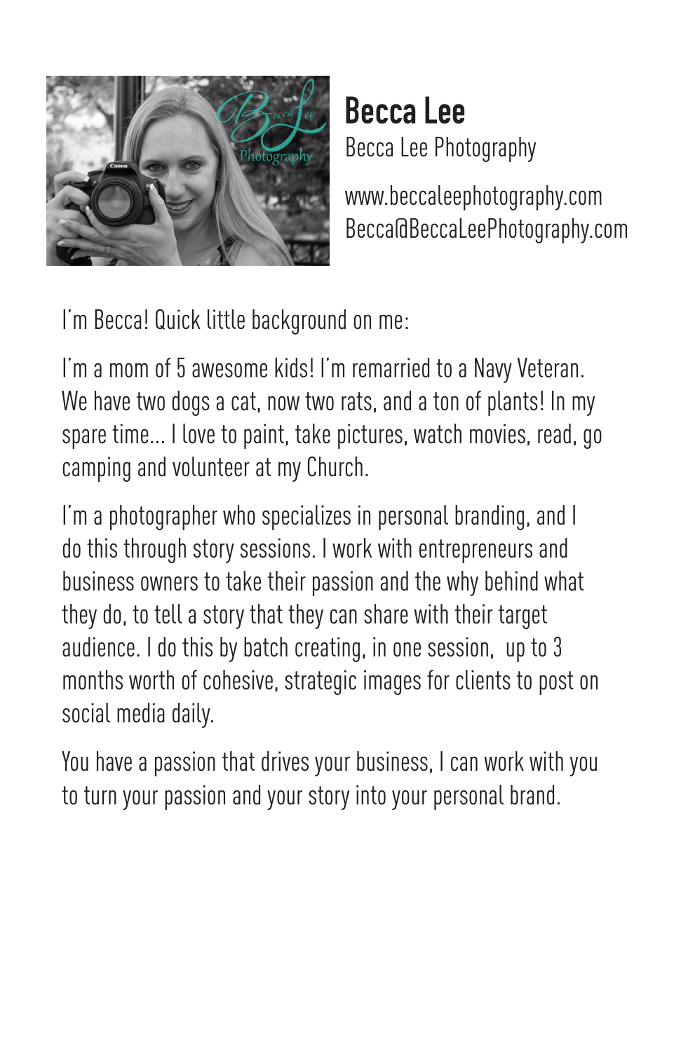# Becca Lee

Becca Lee Photography

www.beccaleephotography.com
Becca@BeccaLeePhotography.com

I'm Becca! Quick little background on me:

I'm a mom of 5 awesome kids! I'm remarried to a Navy Veteran. We have two dogs a cat, now two rats, and a ton of plants! In my spare time... I love to paint, take pictures, watch movies, read, go camping and volunteer at my Church.

I'm a photographer who specializes in personal branding, and I do this through story sessions. I work with entrepreneurs and business owners to take their passion and the why behind what they do, to tell a story that they can share with their target audience. I do this by batch creating, in one session, up to 3 months worth of cohesive, strategic images for clients to post on social media daily.

You have a passion that drives your business, I can work with you to turn your passion and your story into your personal brand.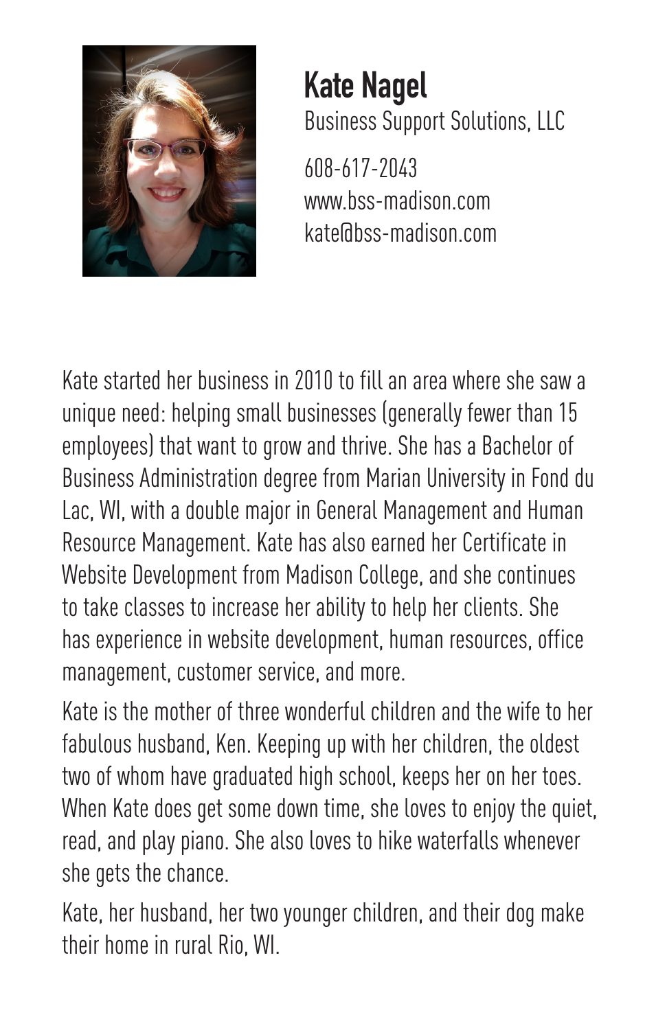## Kate Nagel

Business Support Solutions, LLC

608-617-2043
www.bss-madison.com
kate@bss-madison.com

Kate started her business in 2010 to fill an area where she saw a unique need: helping small businesses (generally fewer than 15 employees) that want to grow and thrive. She has a Bachelor of Business Administration degree from Marian University in Fond du Lac, WI, with a double major in General Management and Human Resource Management. Kate has also earned her Certificate in Website Development from Madison College, and she continues to take classes to increase her ability to help her clients. She has experience in website development, human resources, office management, customer service, and more.

Kate is the mother of three wonderful children and the wife to her fabulous husband, Ken. Keeping up with her children, the oldest two of whom have graduated high school, keeps her on her toes. When Kate does get some down time, she loves to enjoy the quiet, read, and play piano. She also loves to hike waterfalls whenever she gets the chance.

Kate, her husband, her two younger children, and their dog make their home in rural Rio, WI.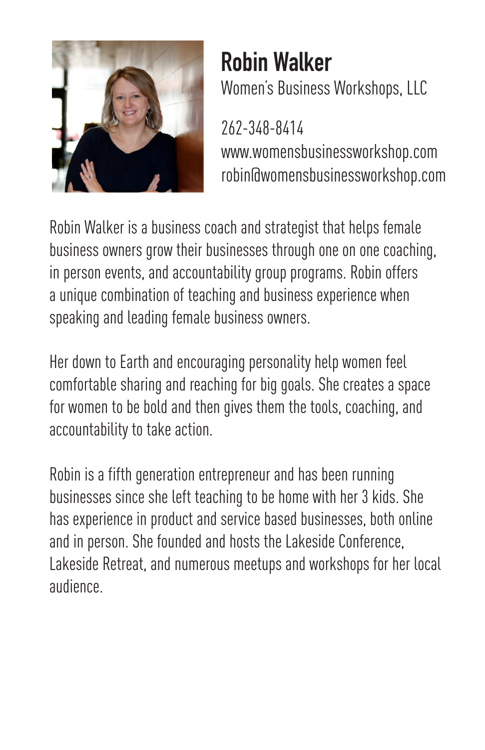# Robin Walker

Women's Business Workshops, LLC

262-348-8414
www.womensbusinessworkshop.com
robin@womensbusinessworkshop.com

Robin Walker is a business coach and strategist that helps female business owners grow their businesses through one on one coaching, in person events, and accountability group programs. Robin offers a unique combination of teaching and business experience when speaking and leading female business owners.

Her down to Earth and encouraging personality help women feel comfortable sharing and reaching for big goals. She creates a space for women to be bold and then gives them the tools, coaching, and accountability to take action.

Robin is a fifth generation entrepreneur and has been running businesses since she left teaching to be home with her 3 kids. She has experience in product and service based businesses, both online and in person. She founded and hosts the Lakeside Conference, Lakeside Retreat, and numerous meetups and workshops for her local audience.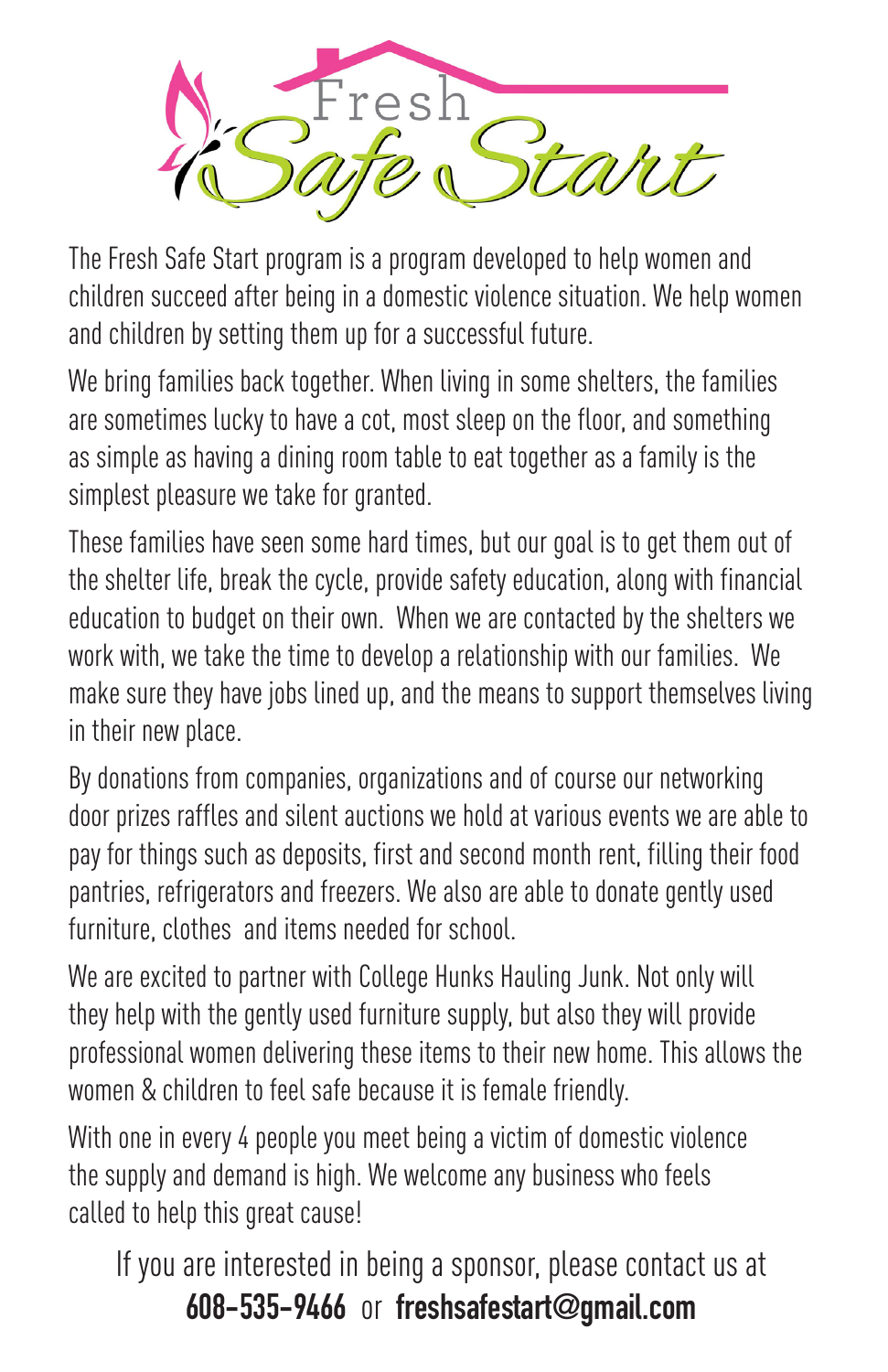# Fresh Safe Start

The Fresh Safe Start program is a program developed to help women and children succeed after being in a domestic violence situation. We help women and children by setting them up for a successful future.

We bring families back together. When living in some shelters, the families are sometimes lucky to have a cot, most sleep on the floor, and something as simple as having a dining room table to eat together as a family is the simplest pleasure we take for granted.

These families have seen some hard times, but our goal is to get them out of the shelter life, break the cycle, provide safety education, along with financial education to budget on their own. When we are contacted by the shelters we work with, we take the time to develop a relationship with our families. We make sure they have jobs lined up, and the means to support themselves living in their new place.

By donations from companies, organizations and of course our networking door prizes raffles and silent auctions we hold at various events we are able to pay for things such as deposits, first and second month rent, filling their food pantries, refrigerators and freezers. We also are able to donate gently used furniture, clothes and items needed for school.

We are excited to partner with College Hunks Hauling Junk. Not only will they help with the gently used furniture supply, but also they will provide professional women delivering these items to their new home. This allows the women & children to feel safe because it is female friendly.

With one in every 4 people you meet being a victim of domestic violence the supply and demand is high. We welcome any business who feels called to help this great cause!

If you are interested in being a sponsor, please contact us at **608-535-9466** or **freshsafestart@gmail.com**